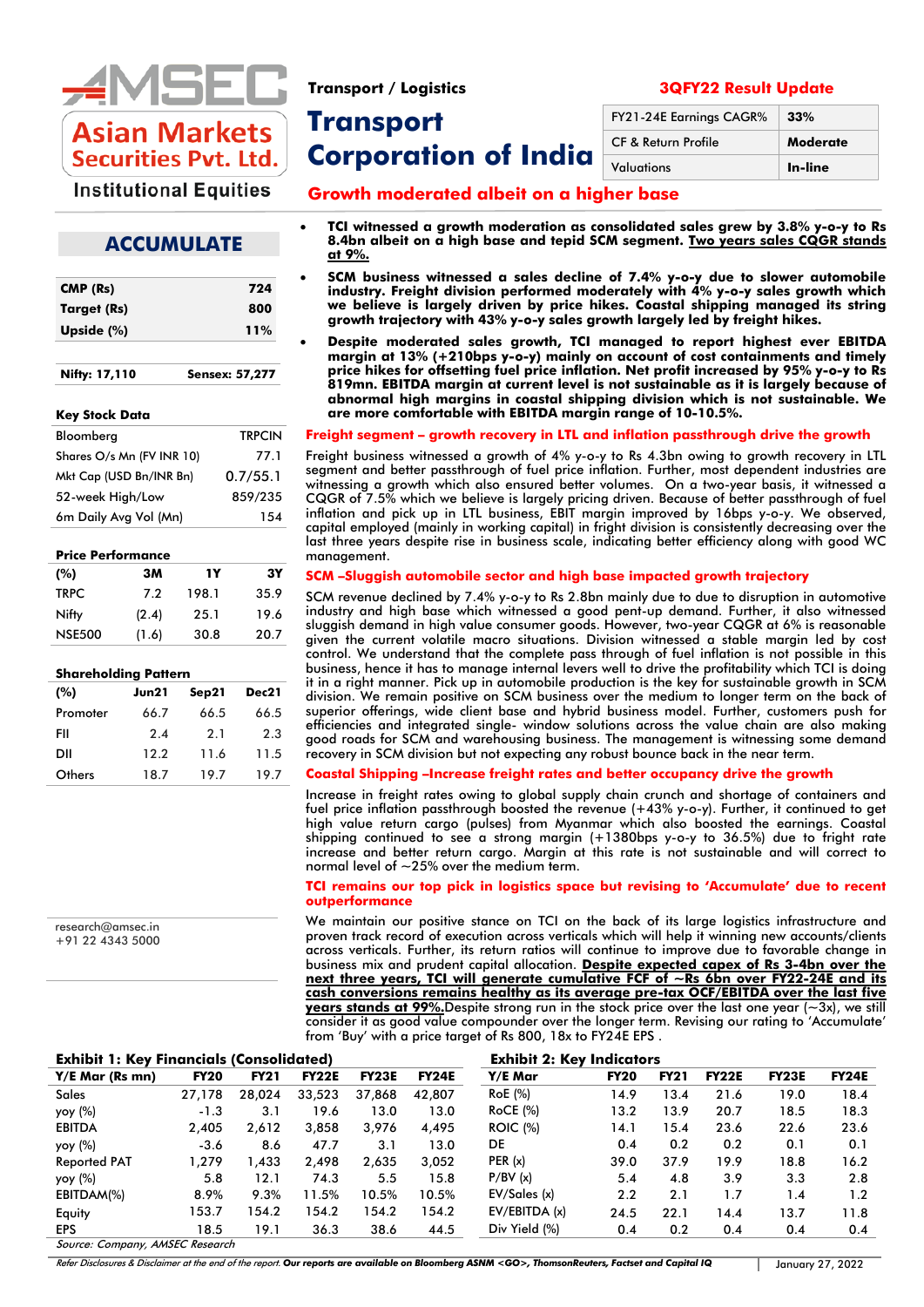Asian Markets Securities Pvt. Ltd.

Institutional Equities

Transport / Logistics

3QFY22 Result Update

# Transport Corporation of India

| FY21-24E Earnings CAGR% | 33% |
|---|---|
| CF & Return Profile | Moderate |
| Valuations | In-line |

## Growth moderated albeit on a higher base

## ACCUMULATE

| CMP (Rs) | 724 |
|---|---|
| Target (Rs) | 800 |
| Upside (%) | 11% |

Nifty: 17,110 Sensex: 57,277

**Key Stock Data**

| Bloomberg | TRPCIN |
|---|---|
| Shares O/s Mn (FV INR 10) | 77.1 |
| Mkt Cap (USD Bn/INR Bn) | 0.7/55.1 |
| 52-week High/Low | 859/235 |
| 6m Daily Avg Vol (Mn) | 154 |

**Price Performance**

| (%) | 3M | 1Y | 3Y |
|---|---|---|---|
| TRPC | 7.2 | 198.1 | 35.9 |
| Nifty | (2.4) | 25.1 | 19.6 |
| NSE500 | (1.6) | 30.8 | 20.7 |

**Shareholding Pattern**

| (%) | Jun21 | Sep21 | Dec21 |
|---|---|---|---|
| Promoter | 66.7 | 66.5 | 66.5 |
| FII | 2.4 | 2.1 | 2.3 |
| DII | 12.2 | 11.6 | 11.5 |
| Others | 18.7 | 19.7 | 19.7 |

research@amsec.in
+91 22 4343 5000

- **TCI witnessed a growth moderation as consolidated sales grew by 3.8% y-o-y to Rs 8.4bn albeit on a high base and tepid SCM segment. <u>Two years sales CQGR stands at 9%.</u>**
- **SCM business witnessed a sales decline of 7.4% y-o-y due to slower automobile industry. Freight division performed moderately with 4% y-o-y sales growth which we believe is largely driven by price hikes. Coastal shipping managed its string growth trajectory with 43% y-o-y sales growth largely led by freight hikes.**
- **Despite moderated sales growth, TCI managed to report highest ever EBITDA margin at 13% (+210bps y-o-y) mainly on account of cost containments and timely price hikes for offsetting fuel price inflation. Net profit increased by 95% y-o-y to Rs 819mn. EBITDA margin at current level is not sustainable as it is largely because of abnormal high margins in coastal shipping division which is not sustainable. We are more comfortable with EBITDA margin range of 10-10.5%.**

### Freight segment – growth recovery in LTL and inflation passthrough drive the growth

Freight business witnessed a growth of 4% y-o-y to Rs 4.3bn owing to growth recovery in LTL segment and better passthrough of fuel price inflation. Further, most dependent industries are witnessing a growth which also ensured better volumes. On a two-year basis, it witnessed a CQGR of 7.5% which we believe is largely pricing driven. Because of better passthrough of fuel inflation and pick up in LTL business, EBIT margin improved by 16bps y-o-y. We observed, capital employed (mainly in working capital) in fright division is consistently decreasing over the last three years despite rise in business scale, indicating better efficiency along with good WC management.

### SCM –Sluggish automobile sector and high base impacted growth trajectory

SCM revenue declined by 7.4% y-o-y to Rs 2.8bn mainly due to due to disruption in automotive industry and high base which witnessed a good pent-up demand. Further, it also witnessed sluggish demand in high value consumer goods. However, two-year CQGR at 6% is reasonable given the current volatile macro situations. Division witnessed a stable margin led by cost control. We understand that the complete pass through of fuel inflation is not possible in this business, hence it has to manage internal levers well to drive the profitability which TCI is doing it in a right manner. Pick up in automobile production is the key for sustainable growth in SCM division. We remain positive on SCM business over the medium to longer term on the back of superior offerings, wide client base and hybrid business model. Further, customers push for efficiencies and integrated single- window solutions across the value chain are also making good roads for SCM and warehousing business. The management is witnessing some demand recovery in SCM division but not expecting any robust bounce back in the near term.

### Coastal Shipping –Increase freight rates and better occupancy drive the growth

Increase in freight rates owing to global supply chain crunch and shortage of containers and fuel price inflation passthrough boosted the revenue (+43% y-o-y). Further, it continued to get high value return cargo (pulses) from Myanmar which also boosted the earnings. Coastal shipping continued to see a strong margin (+1380bps y-o-y to 36.5%) due to fright rate increase and better return cargo. Margin at this rate is not sustainable and will correct to normal level of ~25% over the medium term.

### TCI remains our top pick in logistics space but revising to 'Accumulate' due to recent outperformance

We maintain our positive stance on TCI on the back of its large logistics infrastructure and proven track record of execution across verticals which will help it winning new accounts/clients across verticals. Further, its return ratios will continue to improve due to favorable change in business mix and prudent capital allocation. **<u>Despite expected capex of Rs 3-4bn over the next three years, TCI will generate cumulative FCF of ~Rs 6bn over FY22-24E and its cash conversions remains healthy as its average pre-tax OCF/EBITDA over the last five years stands at 99%.</u>** Despite strong run in the stock price over the last one year (~3x), we still consider it as good value compounder over the longer term. Revising our rating to 'Accumulate' from 'Buy' with a price target of Rs 800, 18x to FY24E EPS .

**Exhibit 1: Key Financials (Consolidated)**

| Y/E Mar (Rs mn) | FY20 | FY21 | FY22E | FY23E | FY24E |
|---|---|---|---|---|---|
| Sales | 27,178 | 28,024 | 33,523 | 37,868 | 42,807 |
| yoy (%) | -1.3 | 3.1 | 19.6 | 13.0 | 13.0 |
| EBITDA | 2,405 | 2,612 | 3,858 | 3,976 | 4,495 |
| yoy (%) | -3.6 | 8.6 | 47.7 | 3.1 | 13.0 |
| Reported PAT | 1,279 | 1,433 | 2,498 | 2,635 | 3,052 |
| yoy (%) | 5.8 | 12.1 | 74.3 | 5.5 | 15.8 |
| EBITDAM(%) | 8.9% | 9.3% | 11.5% | 10.5% | 10.5% |
| Equity | 153.7 | 154.2 | 154.2 | 154.2 | 154.2 |
| EPS | 18.5 | 19.1 | 36.3 | 38.6 | 44.5 |

Source: Company, AMSEC Research

**Exhibit 2: Key Indicators**

| Y/E Mar | FY20 | FY21 | FY22E | FY23E | FY24E |
|---|---|---|---|---|---|
| RoE (%) | 14.9 | 13.4 | 21.6 | 19.0 | 18.4 |
| RoCE (%) | 13.2 | 13.9 | 20.7 | 18.5 | 18.3 |
| ROIC (%) | 14.1 | 15.4 | 23.6 | 22.6 | 23.6 |
| DE | 0.4 | 0.2 | 0.2 | 0.1 | 0.1 |
| PER (x) | 39.0 | 37.9 | 19.9 | 18.8 | 16.2 |
| P/BV (x) | 5.4 | 4.8 | 3.9 | 3.3 | 2.8 |
| EV/Sales (x) | 2.2 | 2.1 | 1.7 | 1.4 | 1.2 |
| EV/EBITDA (x) | 24.5 | 22.1 | 14.4 | 13.7 | 11.8 |
| Div Yield (%) | 0.4 | 0.2 | 0.4 | 0.4 | 0.4 |

*Refer Disclosures & Disclaimer at the end of the report.* **Our reports are available on Bloomberg ASNM <GO>, ThomsonReuters, Factset and Capital IQ**

January 27, 2022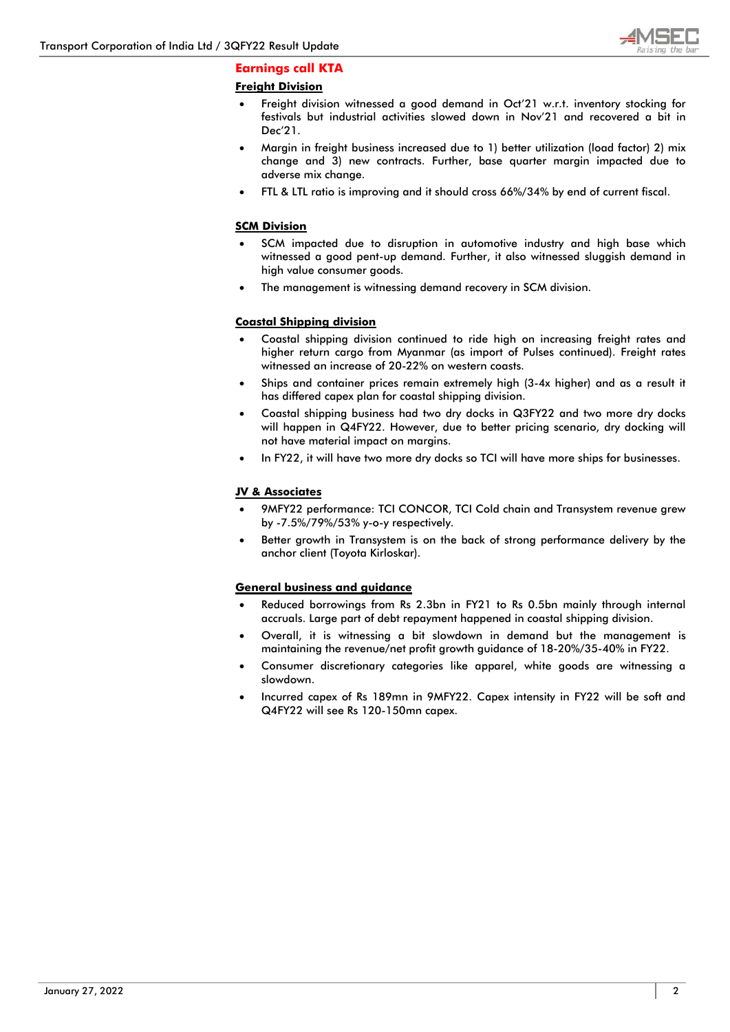## Earnings call KTA

### Freight Division

- Freight division witnessed a good demand in Oct'21 w.r.t. inventory stocking for festivals but industrial activities slowed down in Nov'21 and recovered a bit in Dec'21.
- Margin in freight business increased due to 1) better utilization (load factor) 2) mix change and 3) new contracts. Further, base quarter margin impacted due to adverse mix change.
- FTL & LTL ratio is improving and it should cross 66%/34% by end of current fiscal.

### SCM Division

- SCM impacted due to disruption in automotive industry and high base which witnessed a good pent-up demand. Further, it also witnessed sluggish demand in high value consumer goods.
- The management is witnessing demand recovery in SCM division.

### Coastal Shipping division

- Coastal shipping division continued to ride high on increasing freight rates and higher return cargo from Myanmar (as import of Pulses continued). Freight rates witnessed an increase of 20-22% on western coasts.
- Ships and container prices remain extremely high (3-4x higher) and as a result it has differed capex plan for coastal shipping division.
- Coastal shipping business had two dry docks in Q3FY22 and two more dry docks will happen in Q4FY22. However, due to better pricing scenario, dry docking will not have material impact on margins.
- In FY22, it will have two more dry docks so TCI will have more ships for businesses.

### JV & Associates

- 9MFY22 performance: TCI CONCOR, TCI Cold chain and Transystem revenue grew by -7.5%/79%/53% y-o-y respectively.
- Better growth in Transystem is on the back of strong performance delivery by the anchor client (Toyota Kirloskar).

### General business and guidance

- Reduced borrowings from Rs 2.3bn in FY21 to Rs 0.5bn mainly through internal accruals. Large part of debt repayment happened in coastal shipping division.
- Overall, it is witnessing a bit slowdown in demand but the management is maintaining the revenue/net profit growth guidance of 18-20%/35-40% in FY22.
- Consumer discretionary categories like apparel, white goods are witnessing a slowdown.
- Incurred capex of Rs 189mn in 9MFY22. Capex intensity in FY22 will be soft and Q4FY22 will see Rs 120-150mn capex.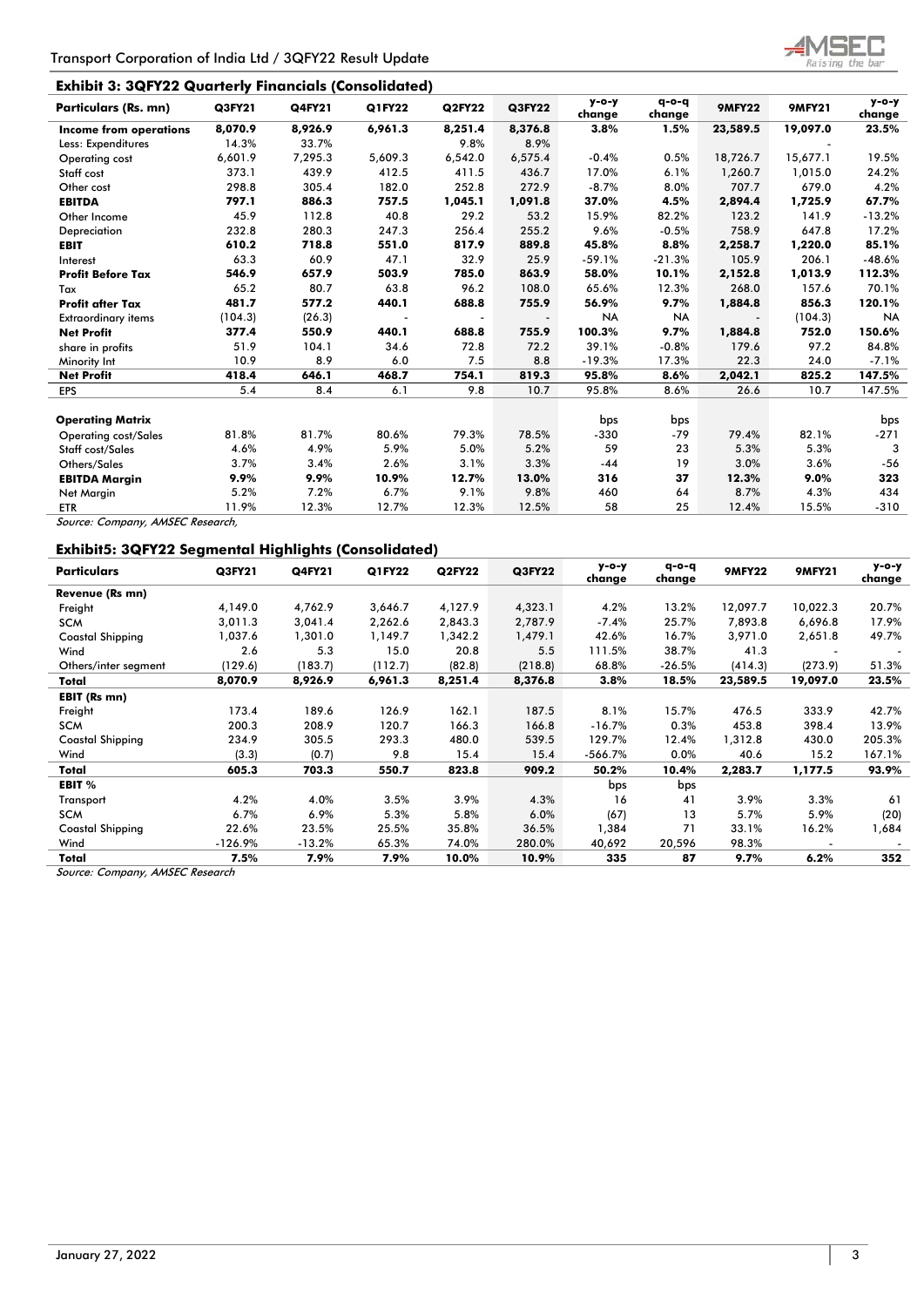### Exhibit 3: 3QFY22 Quarterly Financials (Consolidated)

| Particulars (Rs. mn) | Q3FY21 | Q4FY21 | Q1FY22 | Q2FY22 | Q3FY22 | y-o-y change | q-o-q change | 9MFY22 | 9MFY21 | y-o-y change |
|---|---|---|---|---|---|---|---|---|---|---|
| **Income from operations** | **8,070.9** | **8,926.9** | **6,961.3** | **8,251.4** | **8,376.8** | **3.8%** | **1.5%** | **23,589.5** | **19,097.0** | **23.5%** |
| Less: Expenditures | 14.3% | 33.7% | | 9.8% | 8.9% | | | | - | |
| Operating cost | 6,601.9 | 7,295.3 | 5,609.3 | 6,542.0 | 6,575.4 | -0.4% | 0.5% | 18,726.7 | 15,677.1 | 19.5% |
| Staff cost | 373.1 | 439.9 | 412.5 | 411.5 | 436.7 | 17.0% | 6.1% | 1,260.7 | 1,015.0 | 24.2% |
| Other cost | 298.8 | 305.4 | 182.0 | 252.8 | 272.9 | -8.7% | 8.0% | 707.7 | 679.0 | 4.2% |
| **EBITDA** | **797.1** | **886.3** | **757.5** | **1,045.1** | **1,091.8** | **37.0%** | **4.5%** | **2,894.4** | **1,725.9** | **67.7%** |
| Other Income | 45.9 | 112.8 | 40.8 | 29.2 | 53.2 | 15.9% | 82.2% | 123.2 | 141.9 | -13.2% |
| Depreciation | 232.8 | 280.3 | 247.3 | 256.4 | 255.2 | 9.6% | -0.5% | 758.9 | 647.8 | 17.2% |
| **EBIT** | **610.2** | **718.8** | **551.0** | **817.9** | **889.8** | **45.8%** | **8.8%** | **2,258.7** | **1,220.0** | **85.1%** |
| Interest | 63.3 | 60.9 | 47.1 | 32.9 | 25.9 | -59.1% | -21.3% | 105.9 | 206.1 | -48.6% |
| **Profit Before Tax** | **546.9** | **657.9** | **503.9** | **785.0** | **863.9** | **58.0%** | **10.1%** | **2,152.8** | **1,013.9** | **112.3%** |
| Tax | 65.2 | 80.7 | 63.8 | 96.2 | 108.0 | 65.6% | 12.3% | 268.0 | 157.6 | 70.1% |
| **Profit after Tax** | **481.7** | **577.2** | **440.1** | **688.8** | **755.9** | **56.9%** | **9.7%** | **1,884.8** | **856.3** | **120.1%** |
| Extraordinary items | (104.3) | (26.3) | - | - | - | NA | NA | - | (104.3) | NA |
| **Net Profit** | **377.4** | **550.9** | **440.1** | **688.8** | **755.9** | **100.3%** | **9.7%** | **1,884.8** | **752.0** | **150.6%** |
| share in profits | 51.9 | 104.1 | 34.6 | 72.8 | 72.2 | 39.1% | -0.8% | 179.6 | 97.2 | 84.8% |
| Minority Int | 10.9 | 8.9 | 6.0 | 7.5 | 8.8 | -19.3% | 17.3% | 22.3 | 24.0 | -7.1% |
| **Net Profit** | **418.4** | **646.1** | **468.7** | **754.1** | **819.3** | **95.8%** | **8.6%** | **2,042.1** | **825.2** | **147.5%** |
| EPS | 5.4 | 8.4 | 6.1 | 9.8 | 10.7 | 95.8% | 8.6% | 26.6 | 10.7 | 147.5% |
| | | | | | | | | | | |
| **Operating Matrix** | | | | | | bps | bps | | | bps |
| Operating cost/Sales | 81.8% | 81.7% | 80.6% | 79.3% | 78.5% | -330 | -79 | 79.4% | 82.1% | -271 |
| Staff cost/Sales | 4.6% | 4.9% | 5.9% | 5.0% | 5.2% | 59 | 23 | 5.3% | 5.3% | 3 |
| Others/Sales | 3.7% | 3.4% | 2.6% | 3.1% | 3.3% | -44 | 19 | 3.0% | 3.6% | -56 |
| **EBITDA Margin** | **9.9%** | **9.9%** | **10.9%** | **12.7%** | **13.0%** | **316** | **37** | **12.3%** | **9.0%** | **323** |
| Net Margin | 5.2% | 7.2% | 6.7% | 9.1% | 9.8% | 460 | 64 | 8.7% | 4.3% | 434 |
| ETR | 11.9% | 12.3% | 12.7% | 12.3% | 12.5% | 58 | 25 | 12.4% | 15.5% | -310 |

*Source: Company, AMSEC Research,*

### Exhibit5: 3QFY22 Segmental Highlights (Consolidated)

| Particulars | Q3FY21 | Q4FY21 | Q1FY22 | Q2FY22 | Q3FY22 | y-o-y change | q-o-q change | 9MFY22 | 9MFY21 | y-o-y change |
|---|---|---|---|---|---|---|---|---|---|---|
| **Revenue (Rs mn)** | | | | | | | | | | |
| Freight | 4,149.0 | 4,762.9 | 3,646.7 | 4,127.9 | 4,323.1 | 4.2% | 13.2% | 12,097.7 | 10,022.3 | 20.7% |
| SCM | 3,011.3 | 3,041.4 | 2,262.6 | 2,843.3 | 2,787.9 | -7.4% | 25.7% | 7,893.8 | 6,696.8 | 17.9% |
| Coastal Shipping | 1,037.6 | 1,301.0 | 1,149.7 | 1,342.2 | 1,479.1 | 42.6% | 16.7% | 3,971.0 | 2,651.8 | 49.7% |
| Wind | 2.6 | 5.3 | 15.0 | 20.8 | 5.5 | 111.5% | 38.7% | 41.3 | - | - |
| Others/inter segment | (129.6) | (183.7) | (112.7) | (82.8) | (218.8) | 68.8% | -26.5% | (414.3) | (273.9) | 51.3% |
| **Total** | **8,070.9** | **8,926.9** | **6,961.3** | **8,251.4** | **8,376.8** | **3.8%** | **18.5%** | **23,589.5** | **19,097.0** | **23.5%** |
| **EBIT (Rs mn)** | | | | | | | | | | |
| Freight | 173.4 | 189.6 | 126.9 | 162.1 | 187.5 | 8.1% | 15.7% | 476.5 | 333.9 | 42.7% |
| SCM | 200.3 | 208.9 | 120.7 | 166.3 | 166.8 | -16.7% | 0.3% | 453.8 | 398.4 | 13.9% |
| Coastal Shipping | 234.9 | 305.5 | 293.3 | 480.0 | 539.5 | 129.7% | 12.4% | 1,312.8 | 430.0 | 205.3% |
| Wind | (3.3) | (0.7) | 9.8 | 15.4 | 15.4 | -566.7% | 0.0% | 40.6 | 15.2 | 167.1% |
| **Total** | **605.3** | **703.3** | **550.7** | **823.8** | **909.2** | **50.2%** | **10.4%** | **2,283.7** | **1,177.5** | **93.9%** |
| **EBIT %** | | | | | | bps | bps | | | |
| Transport | 4.2% | 4.0% | 3.5% | 3.9% | 4.3% | 16 | 41 | 3.9% | 3.3% | 61 |
| SCM | 6.7% | 6.9% | 5.3% | 5.8% | 6.0% | (67) | 13 | 5.7% | 5.9% | (20) |
| Coastal Shipping | 22.6% | 23.5% | 25.5% | 35.8% | 36.5% | 1,384 | 71 | 33.1% | 16.2% | 1,684 |
| Wind | -126.9% | -13.2% | 65.3% | 74.0% | 280.0% | 40,692 | 20,596 | 98.3% | - | - |
| **Total** | **7.5%** | **7.9%** | **7.9%** | **10.0%** | **10.9%** | **335** | **87** | **9.7%** | **6.2%** | **352** |

*Source: Company, AMSEC Research*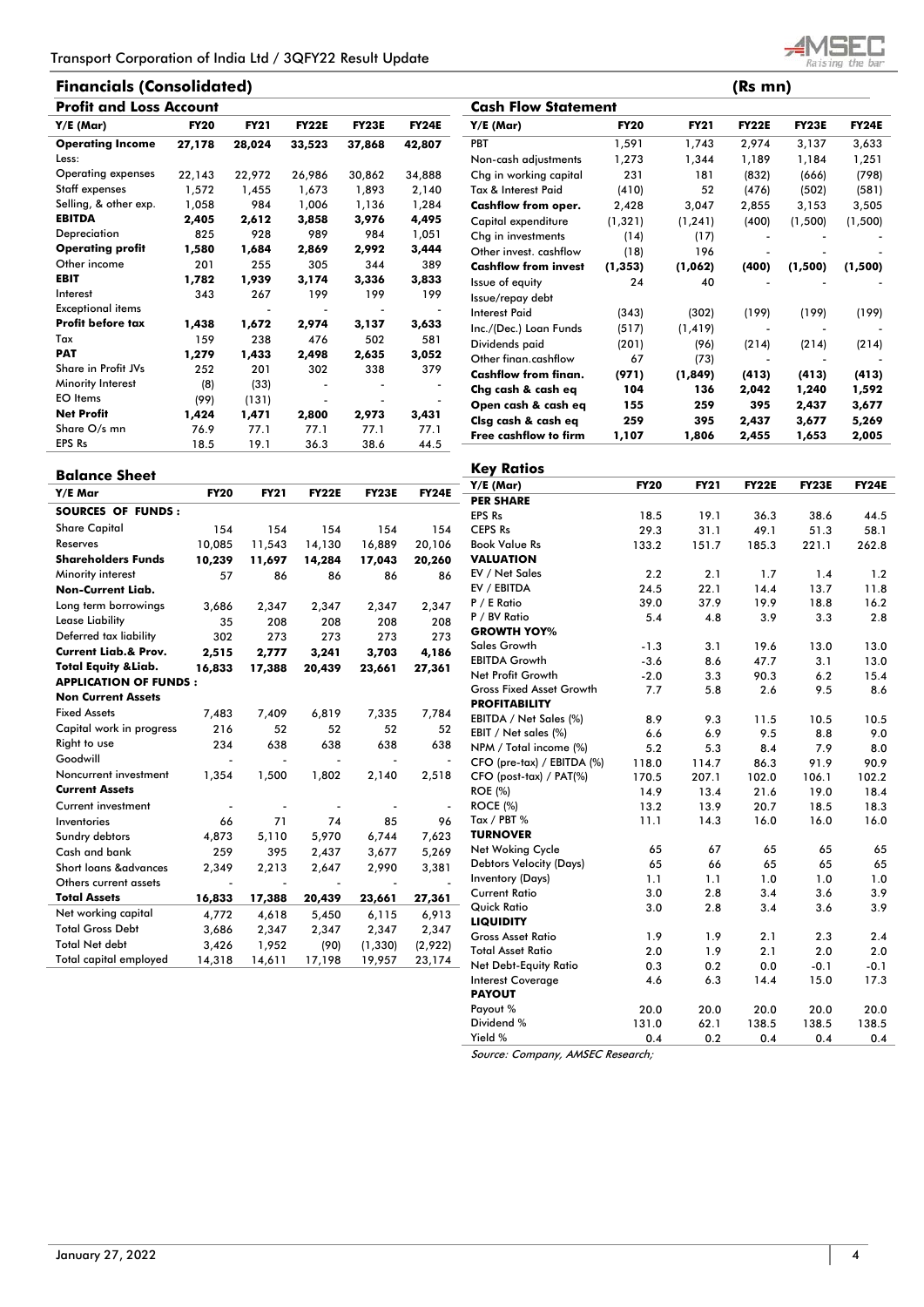## Financials (Consolidated)

(Rs mn)

### Profit and Loss Account

| Y/E (Mar) | FY20 | FY21 | FY22E | FY23E | FY24E |
|---|---|---|---|---|---|
| **Operating Income** | **27,178** | **28,024** | **33,523** | **37,868** | **42,807** |
| Less: | | | | | |
| Operating expenses | 22,143 | 22,972 | 26,986 | 30,862 | 34,888 |
| Staff expenses | 1,572 | 1,455 | 1,673 | 1,893 | 2,140 |
| Selling, & other exp. | 1,058 | 984 | 1,006 | 1,136 | 1,284 |
| **EBITDA** | **2,405** | **2,612** | **3,858** | **3,976** | **4,495** |
| Depreciation | 825 | 928 | 989 | 984 | 1,051 |
| **Operating profit** | **1,580** | **1,684** | **2,869** | **2,992** | **3,444** |
| Other income | 201 | 255 | 305 | 344 | 389 |
| **EBIT** | **1,782** | **1,939** | **3,174** | **3,336** | **3,833** |
| Interest | 343 | 267 | 199 | 199 | 199 |
| Exceptional items | | - | - | - | - |
| **Profit before tax** | **1,438** | **1,672** | **2,974** | **3,137** | **3,633** |
| Tax | 159 | 238 | 476 | 502 | 581 |
| **PAT** | **1,279** | **1,433** | **2,498** | **2,635** | **3,052** |
| Share in Profit JVs | 252 | 201 | 302 | 338 | 379 |
| Minority Interest | (8) | (33) | - | - | - |
| EO Items | (99) | (131) | - | - | - |
| **Net Profit** | **1,424** | **1,471** | **2,800** | **2,973** | **3,431** |
| Share O/s mn | 76.9 | 77.1 | 77.1 | 77.1 | 77.1 |
| EPS Rs | 18.5 | 19.1 | 36.3 | 38.6 | 44.5 |

### Balance Sheet

| Y/E Mar | FY20 | FY21 | FY22E | FY23E | FY24E |
|---|---|---|---|---|---|
| **SOURCES OF FUNDS :** | | | | | |
| Share Capital | 154 | 154 | 154 | 154 | 154 |
| Reserves | 10,085 | 11,543 | 14,130 | 16,889 | 20,106 |
| **Shareholders Funds** | **10,239** | **11,697** | **14,284** | **17,043** | **20,260** |
| Minority interest | 57 | 86 | 86 | 86 | 86 |
| **Non-Current Liab.** | | | | | |
| Long term borrowings | 3,686 | 2,347 | 2,347 | 2,347 | 2,347 |
| Lease Liability | 35 | 208 | 208 | 208 | 208 |
| Deferred tax liability | 302 | 273 | 273 | 273 | 273 |
| **Current Liab.& Prov.** | **2,515** | **2,777** | **3,241** | **3,703** | **4,186** |
| **Total Equity &Liab.** | **16,833** | **17,388** | **20,439** | **23,661** | **27,361** |
| **APPLICATION OF FUNDS :** | | | | | |
| **Non Current Assets** | | | | | |
| Fixed Assets | 7,483 | 7,409 | 6,819 | 7,335 | 7,784 |
| Capital work in progress | 216 | 52 | 52 | 52 | 52 |
| Right to use | 234 | 638 | 638 | 638 | 638 |
| Goodwill | - | - | - | - | - |
| Noncurrent investment | 1,354 | 1,500 | 1,802 | 2,140 | 2,518 |
| **Current Assets** | | | | | |
| Current investment | - | - | - | - | - |
| Inventories | 66 | 71 | 74 | 85 | 96 |
| Sundry debtors | 4,873 | 5,110 | 5,970 | 6,744 | 7,623 |
| Cash and bank | 259 | 395 | 2,437 | 3,677 | 5,269 |
| Short loans &advances | 2,349 | 2,213 | 2,647 | 2,990 | 3,381 |
| Others current assets | - | - | - | - | - |
| **Total Assets** | **16,833** | **17,388** | **20,439** | **23,661** | **27,361** |
| Net working capital | 4,772 | 4,618 | 5,450 | 6,115 | 6,913 |
| Total Gross Debt | 3,686 | 2,347 | 2,347 | 2,347 | 2,347 |
| Total Net debt | 3,426 | 1,952 | (90) | (1,330) | (2,922) |
| Total capital employed | 14,318 | 14,611 | 17,198 | 19,957 | 23,174 |

### Cash Flow Statement

| Y/E (Mar) | FY20 | FY21 | FY22E | FY23E | FY24E |
|---|---|---|---|---|---|
| PBT | 1,591 | 1,743 | 2,974 | 3,137 | 3,633 |
| Non-cash adjustments | 1,273 | 1,344 | 1,189 | 1,184 | 1,251 |
| Chg in working capital | 231 | 181 | (832) | (666) | (798) |
| Tax & Interest Paid | (410) | 52 | (476) | (502) | (581) |
| **Cashflow from oper.** | **2,428** | **3,047** | **2,855** | **3,153** | **3,505** |
| Capital expenditure | (1,321) | (1,241) | (400) | (1,500) | (1,500) |
| Chg in investments | (14) | (17) | - | - | - |
| Other invest. cashflow | (18) | 196 | - | - | - |
| **Cashflow from invest** | **(1,353)** | **(1,062)** | **(400)** | **(1,500)** | **(1,500)** |
| Issue of equity | 24 | 40 | - | - | - |
| Issue/repay debt | | | | | |
| Interest Paid | (343) | (302) | (199) | (199) | (199) |
| Inc./(Dec.) Loan Funds | (517) | (1,419) | - | - | - |
| Dividends paid | (201) | (96) | (214) | (214) | (214) |
| Other finan.cashflow | 67 | (73) | - | - | - |
| **Cashflow from finan.** | **(971)** | **(1,849)** | **(413)** | **(413)** | **(413)** |
| **Chg cash & cash eq** | **104** | **136** | **2,042** | **1,240** | **1,592** |
| **Open cash & cash eq** | **155** | **259** | **395** | **2,437** | **3,677** |
| **Clsg cash & cash eq** | **259** | **395** | **2,437** | **3,677** | **5,269** |
| **Free cashflow to firm** | **1,107** | **1,806** | **2,455** | **1,653** | **2,005** |

### Key Ratios

| Y/E (Mar) | FY20 | FY21 | FY22E | FY23E | FY24E |
|---|---|---|---|---|---|
| **PER SHARE** | | | | | |
| EPS Rs | 18.5 | 19.1 | 36.3 | 38.6 | 44.5 |
| CEPS Rs | 29.3 | 31.1 | 49.1 | 51.3 | 58.1 |
| Book Value Rs | 133.2 | 151.7 | 185.3 | 221.1 | 262.8 |
| **VALUATION** | | | | | |
| EV / Net Sales | 2.2 | 2.1 | 1.7 | 1.4 | 1.2 |
| EV / EBITDA | 24.5 | 22.1 | 14.4 | 13.7 | 11.8 |
| P / E Ratio | 39.0 | 37.9 | 19.9 | 18.8 | 16.2 |
| P / BV Ratio | 5.4 | 4.8 | 3.9 | 3.3 | 2.8 |
| **GROWTH YOY%** | | | | | |
| Sales Growth | -1.3 | 3.1 | 19.6 | 13.0 | 13.0 |
| EBITDA Growth | -3.6 | 8.6 | 47.7 | 3.1 | 13.0 |
| Net Profit Growth | -2.0 | 3.3 | 90.3 | 6.2 | 15.4 |
| Gross Fixed Asset Growth | 7.7 | 5.8 | 2.6 | 9.5 | 8.6 |
| **PROFITABILITY** | | | | | |
| EBITDA / Net Sales (%) | 8.9 | 9.3 | 11.5 | 10.5 | 10.5 |
| EBIT / Net sales (%) | 6.6 | 6.9 | 9.5 | 8.8 | 9.0 |
| NPM / Total income (%) | 5.2 | 5.3 | 8.4 | 7.9 | 8.0 |
| CFO (pre-tax) / EBITDA (%) | 118.0 | 114.7 | 86.3 | 91.9 | 90.9 |
| CFO (post-tax) / PAT(%) | 170.5 | 207.1 | 102.0 | 106.1 | 102.2 |
| ROE (%) | 14.9 | 13.4 | 21.6 | 19.0 | 18.4 |
| ROCE (%) | 13.2 | 13.9 | 20.7 | 18.5 | 18.3 |
| Tax / PBT % | 11.1 | 14.3 | 16.0 | 16.0 | 16.0 |
| **TURNOVER** | | | | | |
| Net Woking Cycle | 65 | 67 | 65 | 65 | 65 |
| Debtors Velocity (Days) | 65 | 66 | 65 | 65 | 65 |
| Inventory (Days) | 1.1 | 1.1 | 1.0 | 1.0 | 1.0 |
| Current Ratio | 3.0 | 2.8 | 3.4 | 3.6 | 3.9 |
| Quick Ratio | 3.0 | 2.8 | 3.4 | 3.6 | 3.9 |
| **LIQUIDITY** | | | | | |
| Gross Asset Ratio | 1.9 | 1.9 | 2.1 | 2.3 | 2.4 |
| Total Asset Ratio | 2.0 | 1.9 | 2.1 | 2.0 | 2.0 |
| Net Debt-Equity Ratio | 0.3 | 0.2 | 0.0 | -0.1 | -0.1 |
| Interest Coverage | 4.6 | 6.3 | 14.4 | 15.0 | 17.3 |
| **PAYOUT** | | | | | |
| Payout % | 20.0 | 20.0 | 20.0 | 20.0 | 20.0 |
| Dividend % | 131.0 | 62.1 | 138.5 | 138.5 | 138.5 |
| Yield % | 0.4 | 0.2 | 0.4 | 0.4 | 0.4 |

*Source: Company, AMSEC Research;*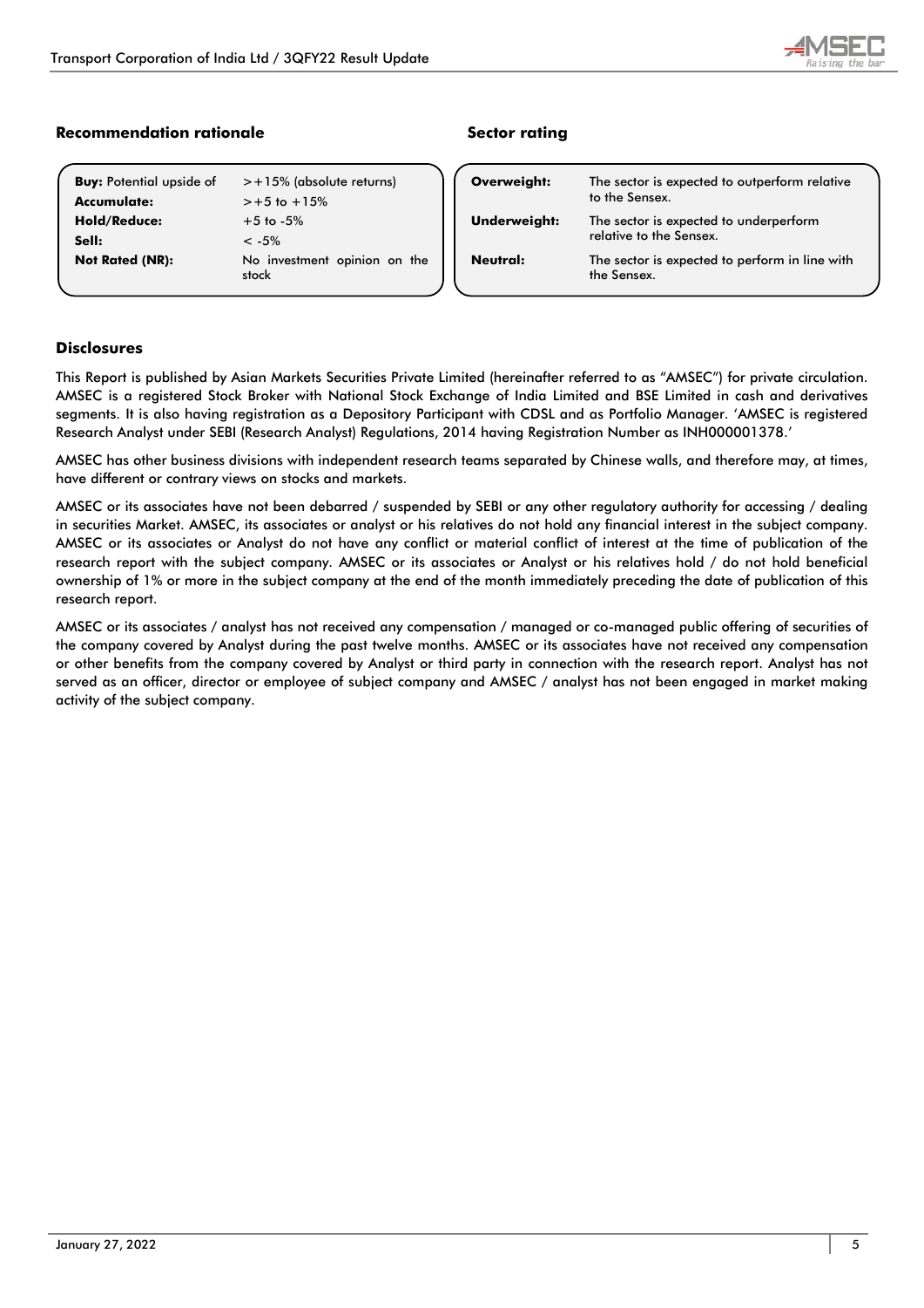### Recommendation rationale

| | |
|---|---|
| **Buy:** Potential upside of | >+15% (absolute returns) |
| **Accumulate:** | >+5 to +15% |
| **Hold/Reduce:** | +5 to -5% |
| **Sell:** | < -5% |
| **Not Rated (NR):** | No investment opinion on the stock |

### Sector rating

| | |
|---|---|
| **Overweight:** | The sector is expected to outperform relative to the Sensex. |
| **Underweight:** | The sector is expected to underperform relative to the Sensex. |
| **Neutral:** | The sector is expected to perform in line with the Sensex. |

### Disclosures

This Report is published by Asian Markets Securities Private Limited (hereinafter referred to as "AMSEC") for private circulation. AMSEC is a registered Stock Broker with National Stock Exchange of India Limited and BSE Limited in cash and derivatives segments. It is also having registration as a Depository Participant with CDSL and as Portfolio Manager. 'AMSEC is registered Research Analyst under SEBI (Research Analyst) Regulations, 2014 having Registration Number as INH000001378.'

AMSEC has other business divisions with independent research teams separated by Chinese walls, and therefore may, at times, have different or contrary views on stocks and markets.

AMSEC or its associates have not been debarred / suspended by SEBI or any other regulatory authority for accessing / dealing in securities Market. AMSEC, its associates or analyst or his relatives do not hold any financial interest in the subject company. AMSEC or its associates or Analyst do not have any conflict or material conflict of interest at the time of publication of the research report with the subject company. AMSEC or its associates or Analyst or his relatives hold / do not hold beneficial ownership of 1% or more in the subject company at the end of the month immediately preceding the date of publication of this research report.

AMSEC or its associates / analyst has not received any compensation / managed or co-managed public offering of securities of the company covered by Analyst during the past twelve months. AMSEC or its associates have not received any compensation or other benefits from the company covered by Analyst or third party in connection with the research report. Analyst has not served as an officer, director or employee of subject company and AMSEC / analyst has not been engaged in market making activity of the subject company.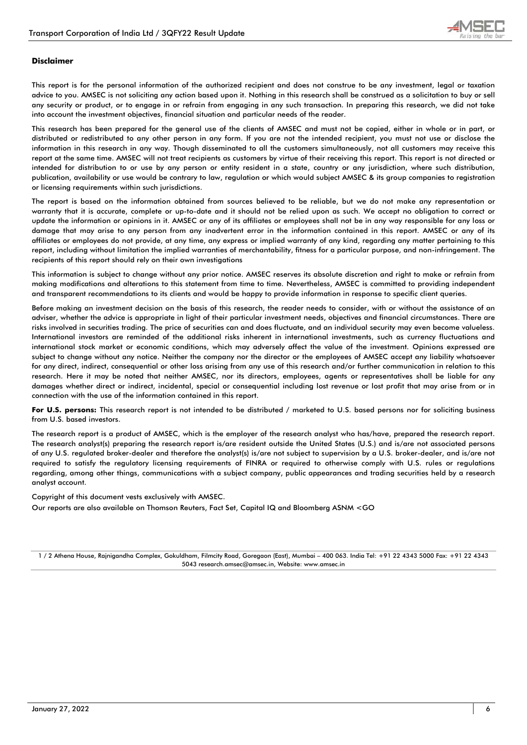## Disclaimer

This report is for the personal information of the authorized recipient and does not construe to be any investment, legal or taxation advice to you. AMSEC is not soliciting any action based upon it. Nothing in this research shall be construed as a solicitation to buy or sell any security or product, or to engage in or refrain from engaging in any such transaction. In preparing this research, we did not take into account the investment objectives, financial situation and particular needs of the reader.

This research has been prepared for the general use of the clients of AMSEC and must not be copied, either in whole or in part, or distributed or redistributed to any other person in any form. If you are not the intended recipient, you must not use or disclose the information in this research in any way. Though disseminated to all the customers simultaneously, not all customers may receive this report at the same time. AMSEC will not treat recipients as customers by virtue of their receiving this report. This report is not directed or intended for distribution to or use by any person or entity resident in a state, country or any jurisdiction, where such distribution, publication, availability or use would be contrary to law, regulation or which would subject AMSEC & its group companies to registration or licensing requirements within such jurisdictions.

The report is based on the information obtained from sources believed to be reliable, but we do not make any representation or warranty that it is accurate, complete or up-to-date and it should not be relied upon as such. We accept no obligation to correct or update the information or opinions in it. AMSEC or any of its affiliates or employees shall not be in any way responsible for any loss or damage that may arise to any person from any inadvertent error in the information contained in this report. AMSEC or any of its affiliates or employees do not provide, at any time, any express or implied warranty of any kind, regarding any matter pertaining to this report, including without limitation the implied warranties of merchantability, fitness for a particular purpose, and non-infringement. The recipients of this report should rely on their own investigations

This information is subject to change without any prior notice. AMSEC reserves its absolute discretion and right to make or refrain from making modifications and alterations to this statement from time to time. Nevertheless, AMSEC is committed to providing independent and transparent recommendations to its clients and would be happy to provide information in response to specific client queries.

Before making an investment decision on the basis of this research, the reader needs to consider, with or without the assistance of an adviser, whether the advice is appropriate in light of their particular investment needs, objectives and financial circumstances. There are risks involved in securities trading. The price of securities can and does fluctuate, and an individual security may even become valueless. International investors are reminded of the additional risks inherent in international investments, such as currency fluctuations and international stock market or economic conditions, which may adversely affect the value of the investment. Opinions expressed are subject to change without any notice. Neither the company nor the director or the employees of AMSEC accept any liability whatsoever for any direct, indirect, consequential or other loss arising from any use of this research and/or further communication in relation to this research. Here it may be noted that neither AMSEC, nor its directors, employees, agents or representatives shall be liable for any damages whether direct or indirect, incidental, special or consequential including lost revenue or lost profit that may arise from or in connection with the use of the information contained in this report.

**For U.S. persons:** This research report is not intended to be distributed / marketed to U.S. based persons nor for soliciting business from U.S. based investors.

The research report is a product of AMSEC, which is the employer of the research analyst who has/have, prepared the research report. The research analyst(s) preparing the research report is/are resident outside the United States (U.S.) and is/are not associated persons of any U.S. regulated broker-dealer and therefore the analyst(s) is/are not subject to supervision by a U.S. broker-dealer, and is/are not required to satisfy the regulatory licensing requirements of FINRA or required to otherwise comply with U.S. rules or regulations regarding, among other things, communications with a subject company, public appearances and trading securities held by a research analyst account.

Copyright of this document vests exclusively with AMSEC.

Our reports are also available on Thomson Reuters, Fact Set, Capital IQ and Bloomberg ASNM <GO

1 / 2 Athena House, Rajnigandha Complex, Gokuldham, Filmcity Road, Goregaon (East), Mumbai – 400 063. India Tel: +91 22 4343 5000 Fax: +91 22 4343 5043 research.amsec@amsec.in, Website: www.amsec.in